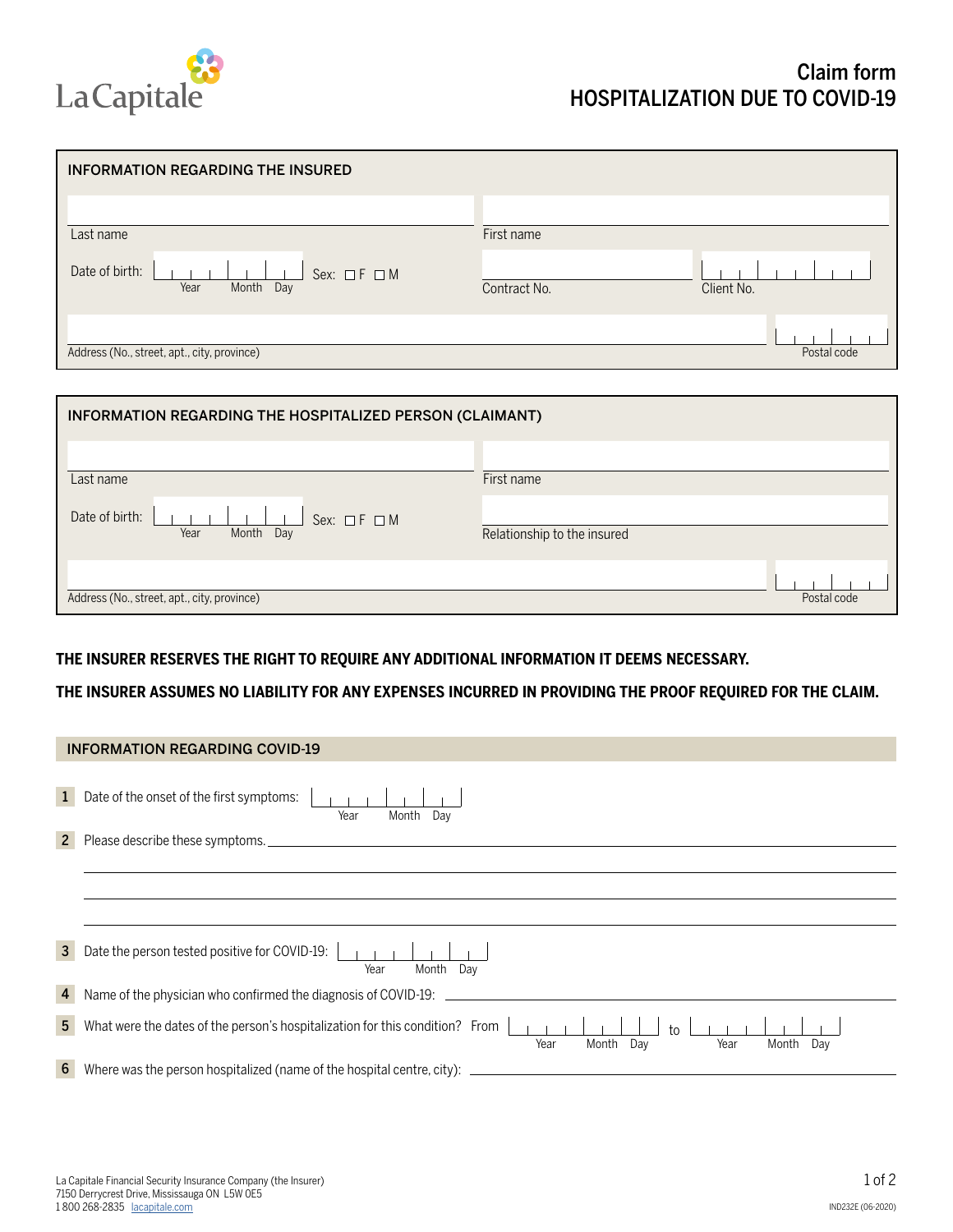# Claim form
# HOSPITALIZATION DUE TO COVID-19

## INFORMATION REGARDING THE INSURED

Last name

First name

Date of birth: Year Month Day Sex: ☐ F ☐ M

Contract No.

Client No.

Address (No., street, apt., city, province)

Postal code

## INFORMATION REGARDING THE HOSPITALIZED PERSON (CLAIMANT)

Last name

First name

Date of birth: Year Month Day Sex: ☐ F ☐ M

Relationship to the insured

Address (No., street, apt., city, province)

Postal code

**THE INSURER RESERVES THE RIGHT TO REQUIRE ANY ADDITIONAL INFORMATION IT DEEMS NECESSARY.**

**THE INSURER ASSUMES NO LIABILITY FOR ANY EXPENSES INCURRED IN PROVIDING THE PROOF REQUIRED FOR THE CLAIM.**

## INFORMATION REGARDING COVID-19

1. Date of the onset of the first symptoms: Year Month Day
2. Please describe these symptoms. ______________________________
3. Date the person tested positive for COVID-19: Year Month Day
4. Name of the physician who confirmed the diagnosis of COVID-19: ______________________________
5. What were the dates of the person's hospitalization for this condition? From Year Month Day to Year Month Day
6. Where was the person hospitalized (name of the hospital centre, city): ______________________________

La Capitale Financial Security Insurance Company (the Insurer)
7150 Derrycrest Drive, Mississauga ON L5W 0E5
1 800 268-2835 lacapitale.com

IND232E (06-2020)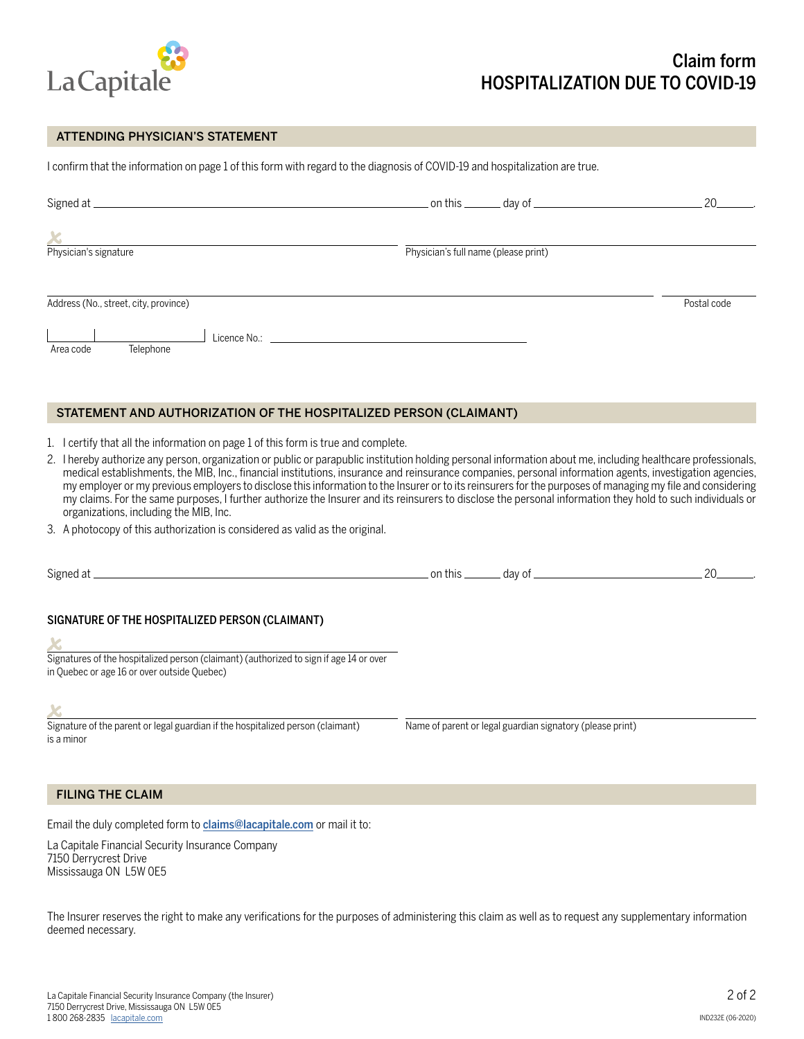# Claim form
# HOSPITALIZATION DUE TO COVID-19

## ATTENDING PHYSICIAN'S STATEMENT

I confirm that the information on page 1 of this form with regard to the diagnosis of COVID-19 and hospitalization are true.

Signed at ______________________________ on this ______ day of ______________________ 20______.

✗ ______________________________ ______________________________
Physician's signature Physician's full name (please print)

______________________________ ______________
Address (No., street, city, province) Postal code

______ ______________ Licence No.: ______________________________
Area code Telephone

## STATEMENT AND AUTHORIZATION OF THE HOSPITALIZED PERSON (CLAIMANT)

1. I certify that all the information on page 1 of this form is true and complete.
2. I hereby authorize any person, organization or public or parapublic institution holding personal information about me, including healthcare professionals, medical establishments, the MIB, Inc., financial institutions, insurance and reinsurance companies, personal information agents, investigation agencies, my employer or my previous employers to disclose this information to the Insurer or to its reinsurers for the purposes of managing my file and considering my claims. For the same purposes, I further authorize the Insurer and its reinsurers to disclose the personal information they hold to such individuals or organizations, including the MIB, Inc.
3. A photocopy of this authorization is considered as valid as the original.

Signed at ______________________________ on this ______ day of ______________________ 20______.

### SIGNATURE OF THE HOSPITALIZED PERSON (CLAIMANT)

✗ ______________________________
Signatures of the hospitalized person (claimant) (authorized to sign if age 14 or over in Quebec or age 16 or over outside Quebec)

✗ ______________________________ ______________________________
Signature of the parent or legal guardian if the hospitalized person (claimant) is a minor Name of parent or legal guardian signatory (please print)

## FILING THE CLAIM

Email the duly completed form to **claims@lacapitale.com** or mail it to:

La Capitale Financial Security Insurance Company
7150 Derrycrest Drive
Mississauga ON L5W 0E5

The Insurer reserves the right to make any verifications for the purposes of administering this claim as well as to request any supplementary information deemed necessary.

La Capitale Financial Security Insurance Company (the Insurer)
7150 Derrycrest Drive, Mississauga ON L5W 0E5
1 800 268-2835 lacapitale.com

IND232E (06-2020)